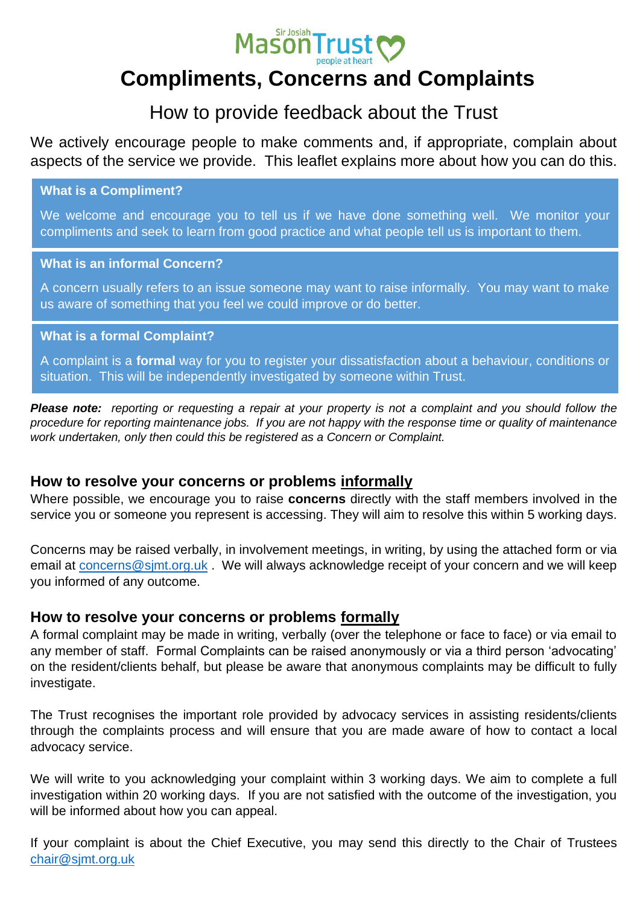Sir Josiah Mason Trust people at heart

# Compliments, Concerns and Complaints

## How to provide feedback about the Trust

We actively encourage people to make comments and, if appropriate, complain about aspects of the service we provide. This leaflet explains more about how you can do this.

**What is a Compliment?**

We welcome and encourage you to tell us if we have done something well. We monitor your compliments and seek to learn from good practice and what people tell us is important to them.

**What is an informal Concern?**

A concern usually refers to an issue someone may want to raise informally. You may want to make us aware of something that you feel we could improve or do better.

**What is a formal Complaint?**

A complaint is a **formal** way for you to register your dissatisfaction about a behaviour, conditions or situation. This will be independently investigated by someone within Trust.

***Please note:*** *reporting or requesting a repair at your property is not a complaint and you should follow the procedure for reporting maintenance jobs. If you are not happy with the response time or quality of maintenance work undertaken, only then could this be registered as a Concern or Complaint.*

### How to resolve your concerns or problems informally

Where possible, we encourage you to raise **concerns** directly with the staff members involved in the service you or someone you represent is accessing. They will aim to resolve this within 5 working days.

Concerns may be raised verbally, in involvement meetings, in writing, by using the attached form or via email at concerns@sjmt.org.uk . We will always acknowledge receipt of your concern and we will keep you informed of any outcome.

### How to resolve your concerns or problems formally

A formal complaint may be made in writing, verbally (over the telephone or face to face) or via email to any member of staff. Formal Complaints can be raised anonymously or via a third person 'advocating' on the resident/clients behalf, but please be aware that anonymous complaints may be difficult to fully investigate.

The Trust recognises the important role provided by advocacy services in assisting residents/clients through the complaints process and will ensure that you are made aware of how to contact a local advocacy service.

We will write to you acknowledging your complaint within 3 working days. We aim to complete a full investigation within 20 working days. If you are not satisfied with the outcome of the investigation, you will be informed about how you can appeal.

If your complaint is about the Chief Executive, you may send this directly to the Chair of Trustees chair@sjmt.org.uk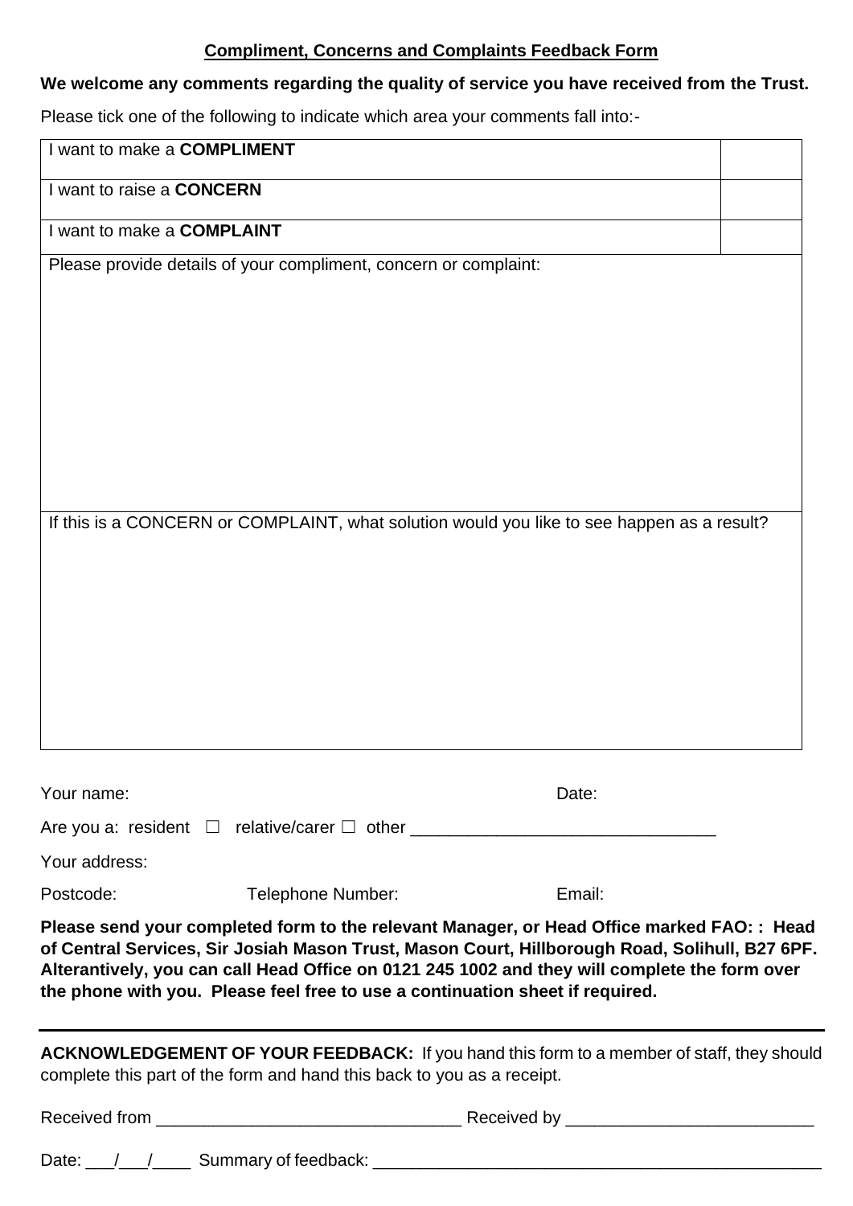## Compliment, Concerns and Complaints Feedback Form

**We welcome any comments regarding the quality of service you have received from the Trust.**

Please tick one of the following to indicate which area your comments fall into:-

| | |
|---|---|
| I want to make a **COMPLIMENT** | |
| I want to raise a **CONCERN** | |
| I want to make a **COMPLAINT** | |
| Please provide details of your compliment, concern or complaint: | |
| If this is a CONCERN or COMPLAINT, what solution would you like to see happen as a result? | |

Your name: Date:

Are you a: resident ☐ relative/carer ☐ other ________________________________

Your address:

Postcode: Telephone Number: Email:

**Please send your completed form to the relevant Manager, or Head Office marked FAO: : Head of Central Services, Sir Josiah Mason Trust, Mason Court, Hillborough Road, Solihull, B27 6PF. Alterantively, you can call Head Office on 0121 245 1002 and they will complete the form over the phone with you. Please feel free to use a continuation sheet if required.**

---

**ACKNOWLEDGEMENT OF YOUR FEEDBACK:** If you hand this form to a member of staff, they should complete this part of the form and hand this back to you as a receipt.

Received from ________________________________ Received by __________________________

Date: ___/___/____ Summary of feedback: _______________________________________________